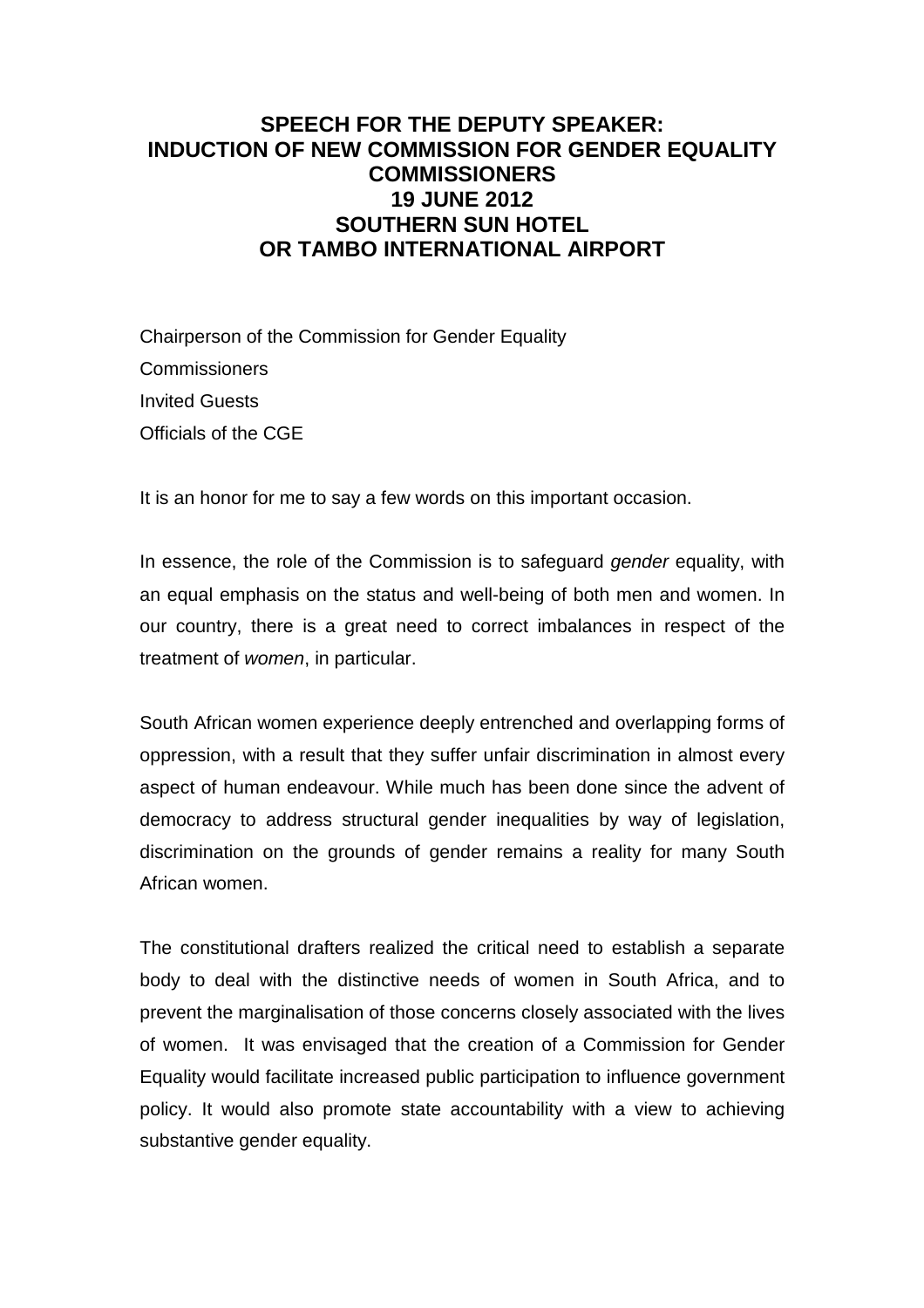# SPEECH FOR THE DEPUTY SPEAKER: INDUCTION OF NEW COMMISSION FOR GENDER EQUALITY COMMISSIONERS 19 JUNE 2012 SOUTHERN SUN HOTEL OR TAMBO INTERNATIONAL AIRPORT

Chairperson of the Commission for Gender Equality
Commissioners
Invited Guests
Officials of the CGE

It is an honor for me to say a few words on this important occasion.

In essence, the role of the Commission is to safeguard *gender* equality, with an equal emphasis on the status and well-being of both men and women. In our country, there is a great need to correct imbalances in respect of the treatment of *women*, in particular.

South African women experience deeply entrenched and overlapping forms of oppression, with a result that they suffer unfair discrimination in almost every aspect of human endeavour. While much has been done since the advent of democracy to address structural gender inequalities by way of legislation, discrimination on the grounds of gender remains a reality for many South African women.

The constitutional drafters realized the critical need to establish a separate body to deal with the distinctive needs of women in South Africa, and to prevent the marginalisation of those concerns closely associated with the lives of women. It was envisaged that the creation of a Commission for Gender Equality would facilitate increased public participation to influence government policy. It would also promote state accountability with a view to achieving substantive gender equality.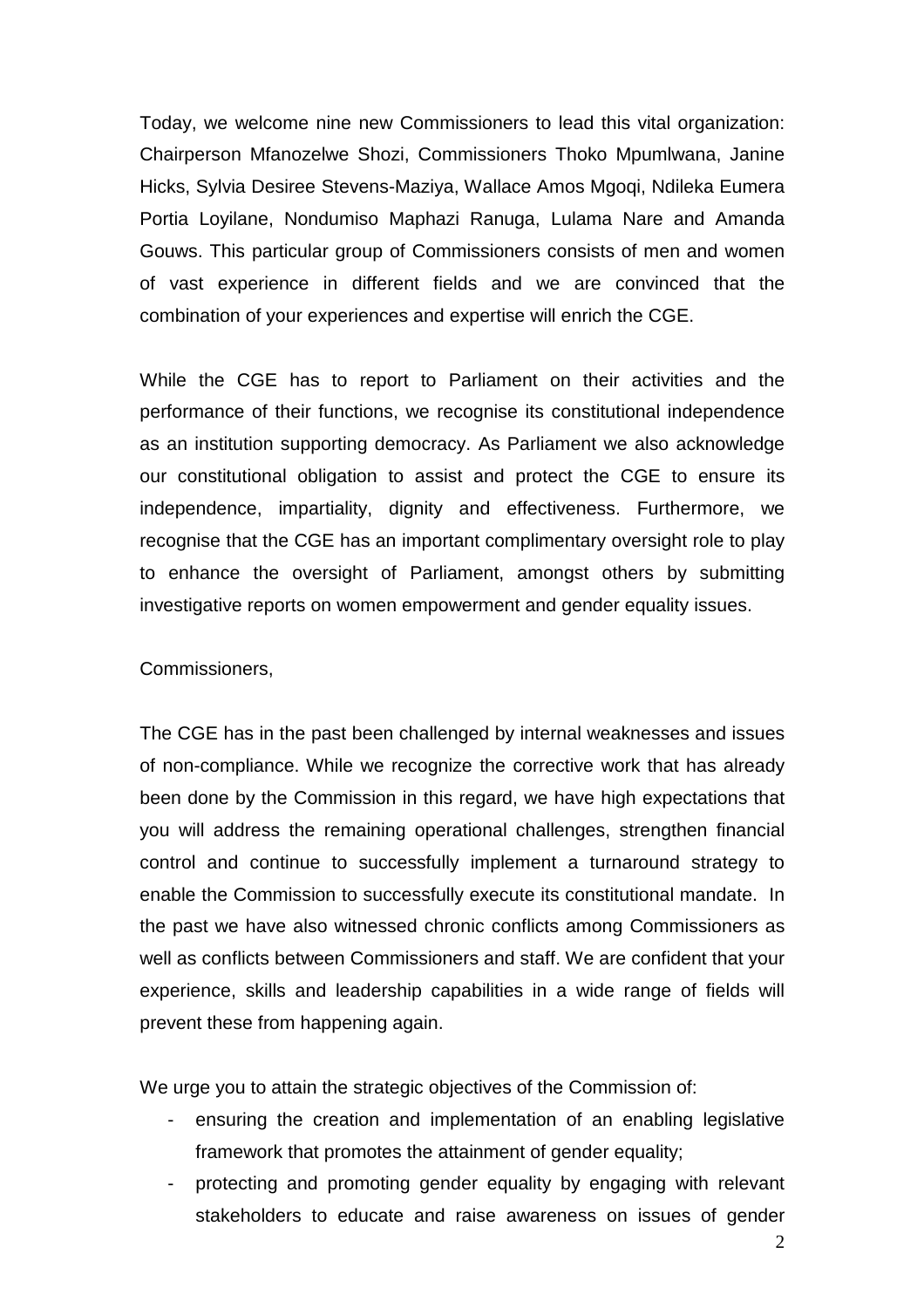Today, we welcome nine new Commissioners to lead this vital organization: Chairperson Mfanozelwe Shozi, Commissioners Thoko Mpumlwana, Janine Hicks, Sylvia Desiree Stevens-Maziya, Wallace Amos Mgoqi, Ndileka Eumera Portia Loyilane, Nondumiso Maphazi Ranuga, Lulama Nare and Amanda Gouws. This particular group of Commissioners consists of men and women of vast experience in different fields and we are convinced that the combination of your experiences and expertise will enrich the CGE.

While the CGE has to report to Parliament on their activities and the performance of their functions, we recognise its constitutional independence as an institution supporting democracy. As Parliament we also acknowledge our constitutional obligation to assist and protect the CGE to ensure its independence, impartiality, dignity and effectiveness. Furthermore, we recognise that the CGE has an important complimentary oversight role to play to enhance the oversight of Parliament, amongst others by submitting investigative reports on women empowerment and gender equality issues.

Commissioners,

The CGE has in the past been challenged by internal weaknesses and issues of non-compliance. While we recognize the corrective work that has already been done by the Commission in this regard, we have high expectations that you will address the remaining operational challenges, strengthen financial control and continue to successfully implement a turnaround strategy to enable the Commission to successfully execute its constitutional mandate. In the past we have also witnessed chronic conflicts among Commissioners as well as conflicts between Commissioners and staff. We are confident that your experience, skills and leadership capabilities in a wide range of fields will prevent these from happening again.

We urge you to attain the strategic objectives of the Commission of:

- ensuring the creation and implementation of an enabling legislative framework that promotes the attainment of gender equality;
- protecting and promoting gender equality by engaging with relevant stakeholders to educate and raise awareness on issues of gender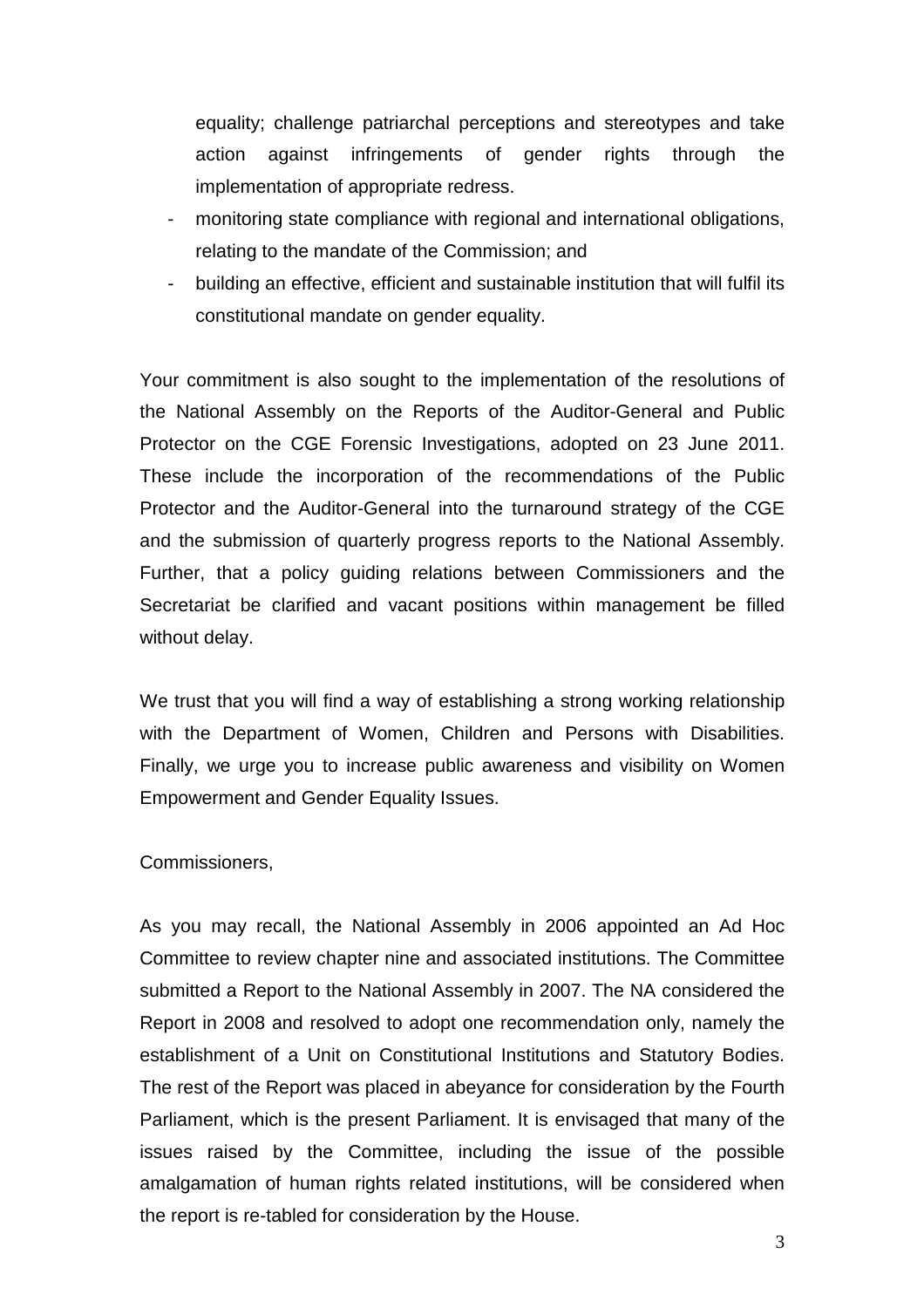equality; challenge patriarchal perceptions and stereotypes and take action against infringements of gender rights through the implementation of appropriate redress.

- monitoring state compliance with regional and international obligations, relating to the mandate of the Commission; and
- building an effective, efficient and sustainable institution that will fulfil its constitutional mandate on gender equality.

Your commitment is also sought to the implementation of the resolutions of the National Assembly on the Reports of the Auditor-General and Public Protector on the CGE Forensic Investigations, adopted on 23 June 2011. These include the incorporation of the recommendations of the Public Protector and the Auditor-General into the turnaround strategy of the CGE and the submission of quarterly progress reports to the National Assembly. Further, that a policy guiding relations between Commissioners and the Secretariat be clarified and vacant positions within management be filled without delay.

We trust that you will find a way of establishing a strong working relationship with the Department of Women, Children and Persons with Disabilities. Finally, we urge you to increase public awareness and visibility on Women Empowerment and Gender Equality Issues.

Commissioners,

As you may recall, the National Assembly in 2006 appointed an Ad Hoc Committee to review chapter nine and associated institutions. The Committee submitted a Report to the National Assembly in 2007. The NA considered the Report in 2008 and resolved to adopt one recommendation only, namely the establishment of a Unit on Constitutional Institutions and Statutory Bodies. The rest of the Report was placed in abeyance for consideration by the Fourth Parliament, which is the present Parliament. It is envisaged that many of the issues raised by the Committee, including the issue of the possible amalgamation of human rights related institutions, will be considered when the report is re-tabled for consideration by the House.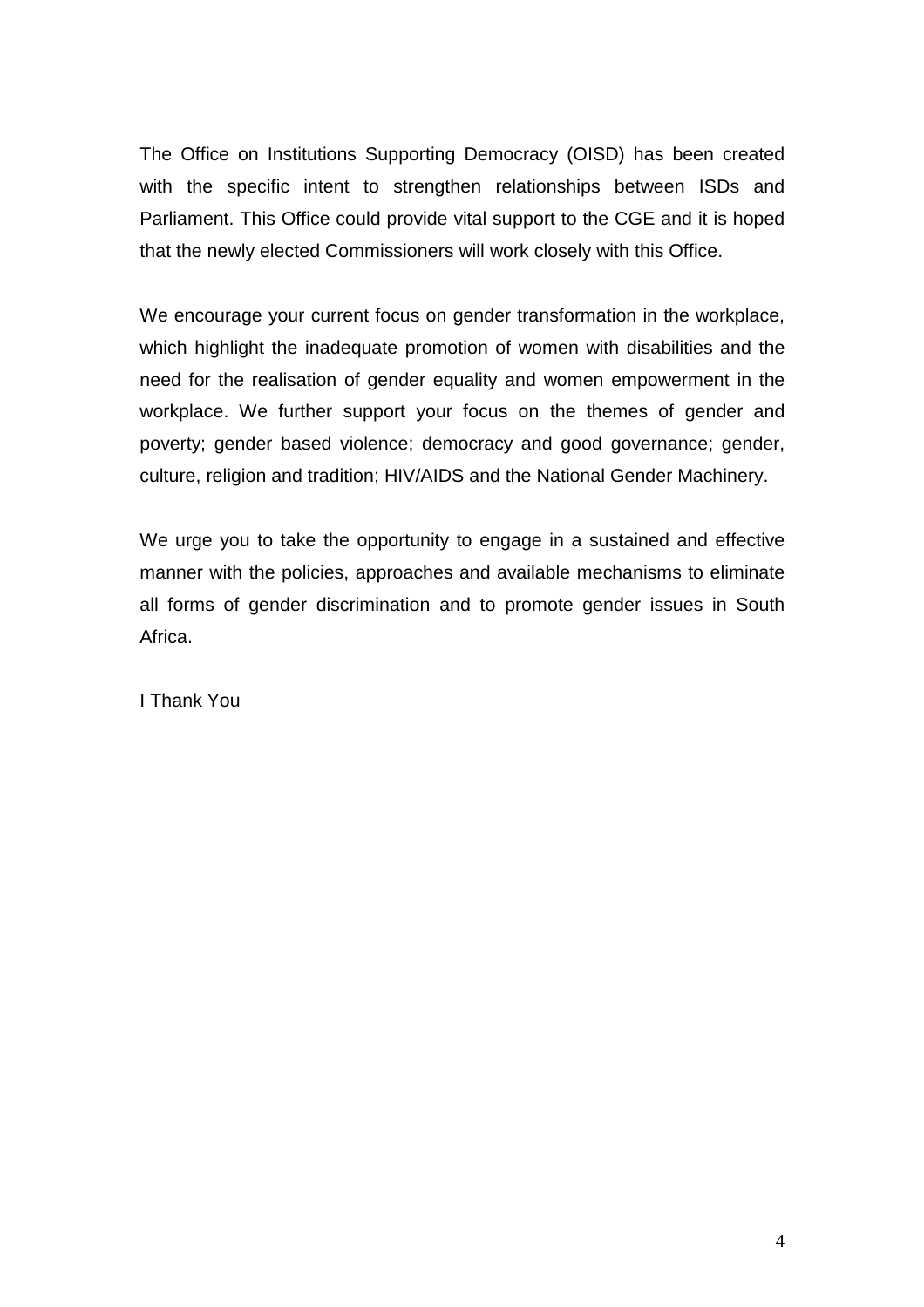The Office on Institutions Supporting Democracy (OISD) has been created with the specific intent to strengthen relationships between ISDs and Parliament. This Office could provide vital support to the CGE and it is hoped that the newly elected Commissioners will work closely with this Office.

We encourage your current focus on gender transformation in the workplace, which highlight the inadequate promotion of women with disabilities and the need for the realisation of gender equality and women empowerment in the workplace. We further support your focus on the themes of gender and poverty; gender based violence; democracy and good governance; gender, culture, religion and tradition; HIV/AIDS and the National Gender Machinery.

We urge you to take the opportunity to engage in a sustained and effective manner with the policies, approaches and available mechanisms to eliminate all forms of gender discrimination and to promote gender issues in South Africa.

I Thank You